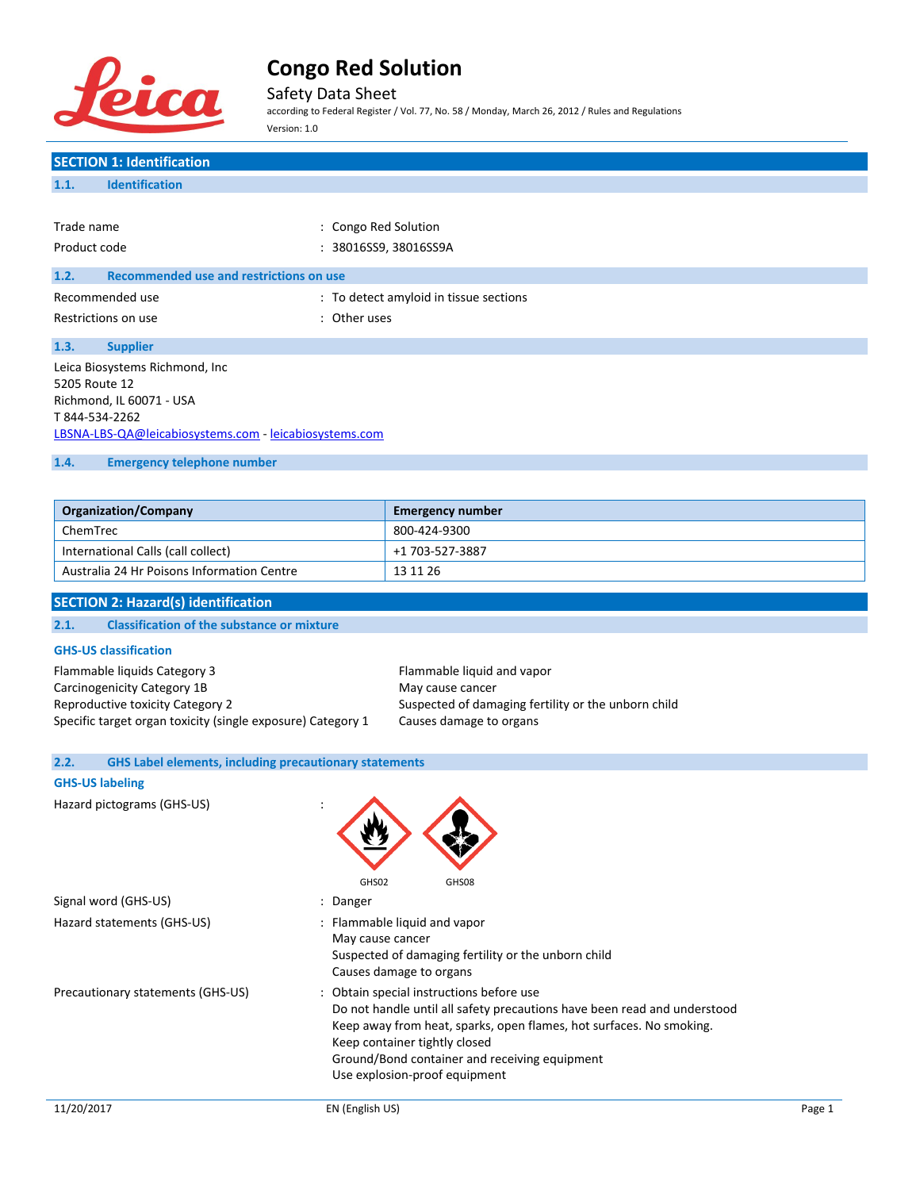# Congo Red Solution

## Safety Data Sheet

according to Federal Register / Vol. 77, No. 58 / Monday, March 26, 2012 / Rules and Regulations

Version: 1.0

## SECTION 1: Identification

### 1.1. Identification

Trade name : Congo Red Solution

Product code : 38016SS9, 38016SS9A

### 1.2. Recommended use and restrictions on use

Recommended use : To detect amyloid in tissue sections

Restrictions on use : Other uses

### 1.3. Supplier

Leica Biosystems Richmond, Inc
5205 Route 12
Richmond, IL 60071 - USA
T 844-534-2262
LBSNA-LBS-QA@leicabiosystems.com - leicabiosystems.com

### 1.4. Emergency telephone number

| Organization/Company | Emergency number |
|---|---|
| ChemTrec | 800-424-9300 |
| International Calls (call collect) | +1 703-527-3887 |
| Australia 24 Hr Poisons Information Centre | 13 11 26 |

## SECTION 2: Hazard(s) identification

### 2.1. Classification of the substance or mixture

**GHS-US classification**

| | |
|---|---|
| Flammable liquids Category 3 | Flammable liquid and vapor |
| Carcinogenicity Category 1B | May cause cancer |
| Reproductive toxicity Category 2 | Suspected of damaging fertility or the unborn child |
| Specific target organ toxicity (single exposure) Category 1 | Causes damage to organs |

### 2.2. GHS Label elements, including precautionary statements

**GHS-US labeling**

Hazard pictograms (GHS-US) :

GHS02 GHS08

Signal word (GHS-US) : Danger

Hazard statements (GHS-US) : Flammable liquid and vapor
May cause cancer
Suspected of damaging fertility or the unborn child
Causes damage to organs

Precautionary statements (GHS-US) : Obtain special instructions before use
Do not handle until all safety precautions have been read and understood
Keep away from heat, sparks, open flames, hot surfaces. No smoking.
Keep container tightly closed
Ground/Bond container and receiving equipment
Use explosion-proof equipment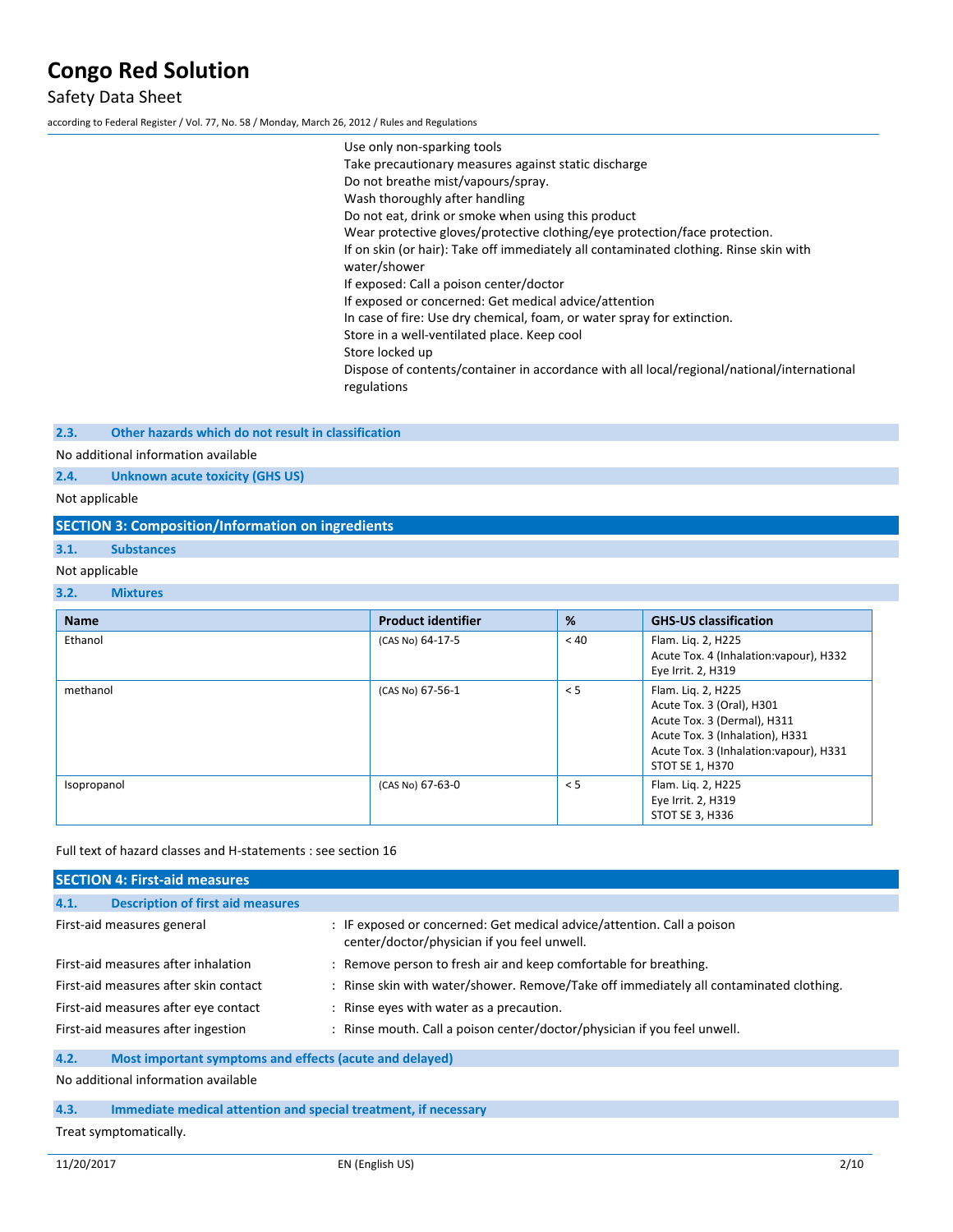Use only non-sparking tools
Take precautionary measures against static discharge
Do not breathe mist/vapours/spray.
Wash thoroughly after handling
Do not eat, drink or smoke when using this product
Wear protective gloves/protective clothing/eye protection/face protection.
If on skin (or hair): Take off immediately all contaminated clothing. Rinse skin with water/shower
If exposed: Call a poison center/doctor
If exposed or concerned: Get medical advice/attention
In case of fire: Use dry chemical, foam, or water spray for extinction.
Store in a well-ventilated place. Keep cool
Store locked up
Dispose of contents/container in accordance with all local/regional/national/international regulations

### 2.3. Other hazards which do not result in classification

No additional information available

### 2.4. Unknown acute toxicity (GHS US)

Not applicable

## SECTION 3: Composition/Information on ingredients

### 3.1. Substances

Not applicable

### 3.2. Mixtures

| Name | Product identifier | % | GHS-US classification |
|---|---|---|---|
| Ethanol | (CAS No) 64-17-5 | < 40 | Flam. Liq. 2, H225<br>Acute Tox. 4 (Inhalation:vapour), H332<br>Eye Irrit. 2, H319 |
| methanol | (CAS No) 67-56-1 | < 5 | Flam. Liq. 2, H225<br>Acute Tox. 3 (Oral), H301<br>Acute Tox. 3 (Dermal), H311<br>Acute Tox. 3 (Inhalation), H331<br>Acute Tox. 3 (Inhalation:vapour), H331<br>STOT SE 1, H370 |
| Isopropanol | (CAS No) 67-63-0 | < 5 | Flam. Liq. 2, H225<br>Eye Irrit. 2, H319<br>STOT SE 3, H336 |

Full text of hazard classes and H-statements : see section 16

## SECTION 4: First-aid measures

### 4.1. Description of first aid measures

First-aid measures general : IF exposed or concerned: Get medical advice/attention. Call a poison center/doctor/physician if you feel unwell.

First-aid measures after inhalation : Remove person to fresh air and keep comfortable for breathing.

First-aid measures after skin contact : Rinse skin with water/shower. Remove/Take off immediately all contaminated clothing.

First-aid measures after eye contact : Rinse eyes with water as a precaution.

First-aid measures after ingestion : Rinse mouth. Call a poison center/doctor/physician if you feel unwell.

### 4.2. Most important symptoms and effects (acute and delayed)

No additional information available

### 4.3. Immediate medical attention and special treatment, if necessary

Treat symptomatically.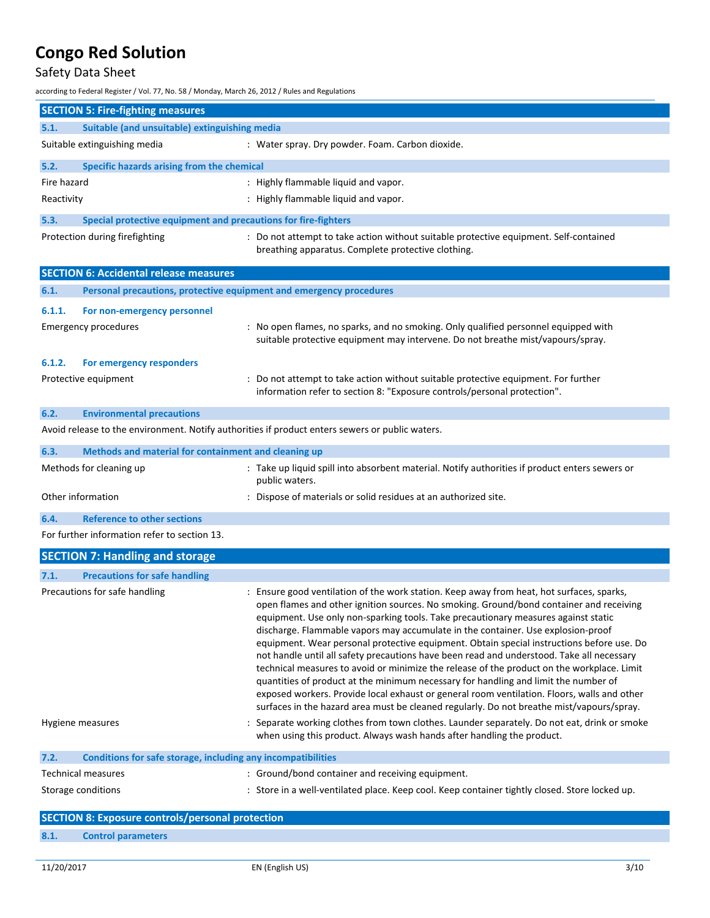## SECTION 5: Fire-fighting measures

### 5.1. Suitable (and unsuitable) extinguishing media

Suitable extinguishing media : Water spray. Dry powder. Foam. Carbon dioxide.

### 5.2. Specific hazards arising from the chemical

Fire hazard : Highly flammable liquid and vapor.

Reactivity : Highly flammable liquid and vapor.

### 5.3. Special protective equipment and precautions for fire-fighters

Protection during firefighting : Do not attempt to take action without suitable protective equipment. Self-contained breathing apparatus. Complete protective clothing.

## SECTION 6: Accidental release measures

### 6.1. Personal precautions, protective equipment and emergency procedures

#### 6.1.1. For non-emergency personnel

Emergency procedures : No open flames, no sparks, and no smoking. Only qualified personnel equipped with suitable protective equipment may intervene. Do not breathe mist/vapours/spray.

#### 6.1.2. For emergency responders

Protective equipment : Do not attempt to take action without suitable protective equipment. For further information refer to section 8: "Exposure controls/personal protection".

### 6.2. Environmental precautions

Avoid release to the environment. Notify authorities if product enters sewers or public waters.

### 6.3. Methods and material for containment and cleaning up

Methods for cleaning up : Take up liquid spill into absorbent material. Notify authorities if product enters sewers or public waters.

Other information : Dispose of materials or solid residues at an authorized site.

### 6.4. Reference to other sections

For further information refer to section 13.

## SECTION 7: Handling and storage

### 7.1. Precautions for safe handling

Precautions for safe handling : Ensure good ventilation of the work station. Keep away from heat, hot surfaces, sparks, open flames and other ignition sources. No smoking. Ground/bond container and receiving equipment. Use only non-sparking tools. Take precautionary measures against static discharge. Flammable vapors may accumulate in the container. Use explosion-proof equipment. Wear personal protective equipment. Obtain special instructions before use. Do not handle until all safety precautions have been read and understood. Take all necessary technical measures to avoid or minimize the release of the product on the workplace. Limit quantities of product at the minimum necessary for handling and limit the number of exposed workers. Provide local exhaust or general room ventilation. Floors, walls and other surfaces in the hazard area must be cleaned regularly. Do not breathe mist/vapours/spray.

Hygiene measures : Separate working clothes from town clothes. Launder separately. Do not eat, drink or smoke when using this product. Always wash hands after handling the product.

### 7.2. Conditions for safe storage, including any incompatibilities

Technical measures : Ground/bond container and receiving equipment.

Storage conditions : Store in a well-ventilated place. Keep cool. Keep container tightly closed. Store locked up.

## SECTION 8: Exposure controls/personal protection

### 8.1. Control parameters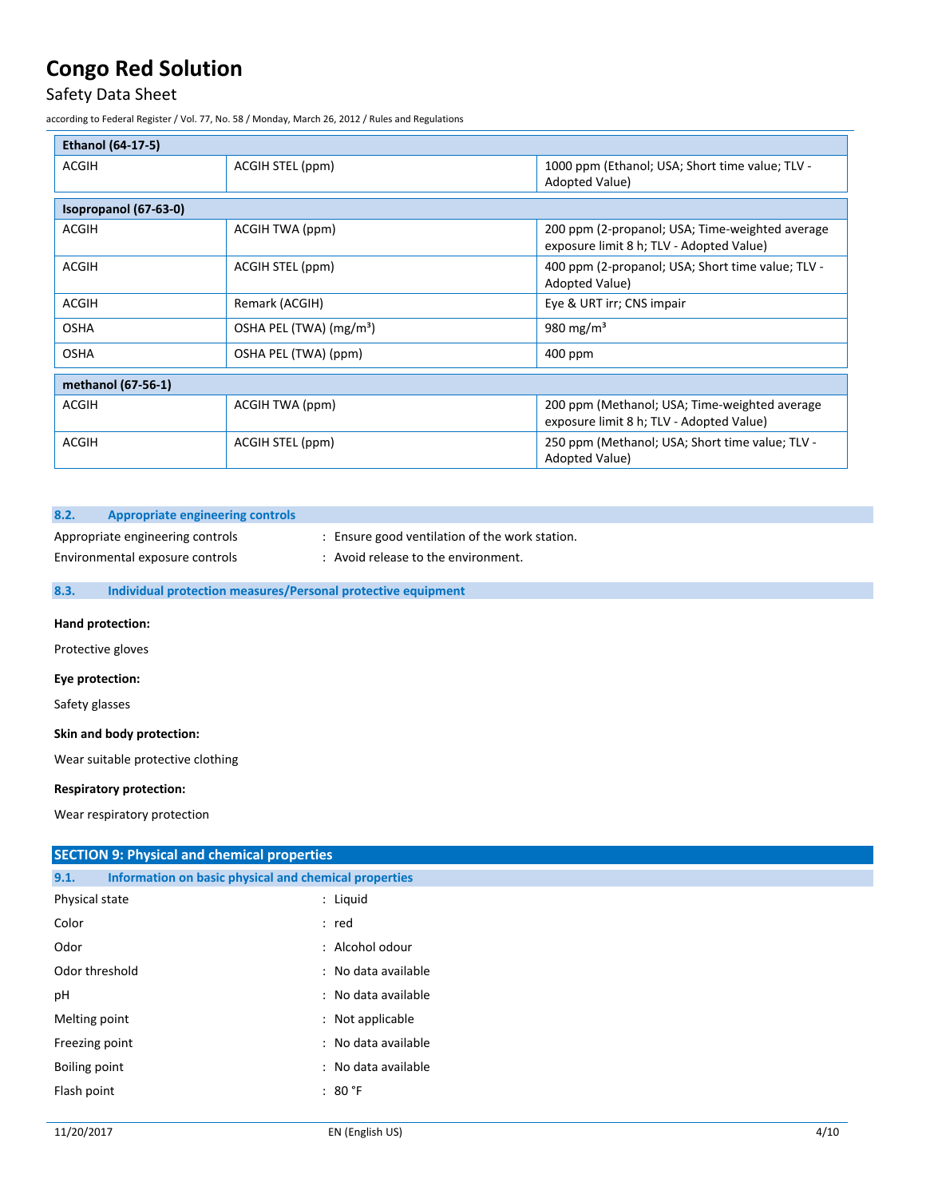| Ethanol (64-17-5) | | |
|---|---|---|
| ACGIH | ACGIH STEL (ppm) | 1000 ppm (Ethanol; USA; Short time value; TLV - Adopted Value) |

| Isopropanol (67-63-0) | | |
|---|---|---|
| ACGIH | ACGIH TWA (ppm) | 200 ppm (2-propanol; USA; Time-weighted average exposure limit 8 h; TLV - Adopted Value) |
| ACGIH | ACGIH STEL (ppm) | 400 ppm (2-propanol; USA; Short time value; TLV - Adopted Value) |
| ACGIH | Remark (ACGIH) | Eye & URT irr; CNS impair |
| OSHA | OSHA PEL (TWA) (mg/m³) | 980 mg/m³ |
| OSHA | OSHA PEL (TWA) (ppm) | 400 ppm |

| methanol (67-56-1) | | |
|---|---|---|
| ACGIH | ACGIH TWA (ppm) | 200 ppm (Methanol; USA; Time-weighted average exposure limit 8 h; TLV - Adopted Value) |
| ACGIH | ACGIH STEL (ppm) | 250 ppm (Methanol; USA; Short time value; TLV - Adopted Value) |

### 8.2. Appropriate engineering controls

Appropriate engineering controls : Ensure good ventilation of the work station.

Environmental exposure controls : Avoid release to the environment.

### 8.3. Individual protection measures/Personal protective equipment

**Hand protection:**

Protective gloves

**Eye protection:**

Safety glasses

**Skin and body protection:**

Wear suitable protective clothing

**Respiratory protection:**

Wear respiratory protection

## SECTION 9: Physical and chemical properties

### 9.1. Information on basic physical and chemical properties

Physical state : Liquid

Color : red

Odor : Alcohol odour

Odor threshold : No data available

pH : No data available

Melting point : Not applicable

Freezing point : No data available

Boiling point : No data available

Flash point : 80 °F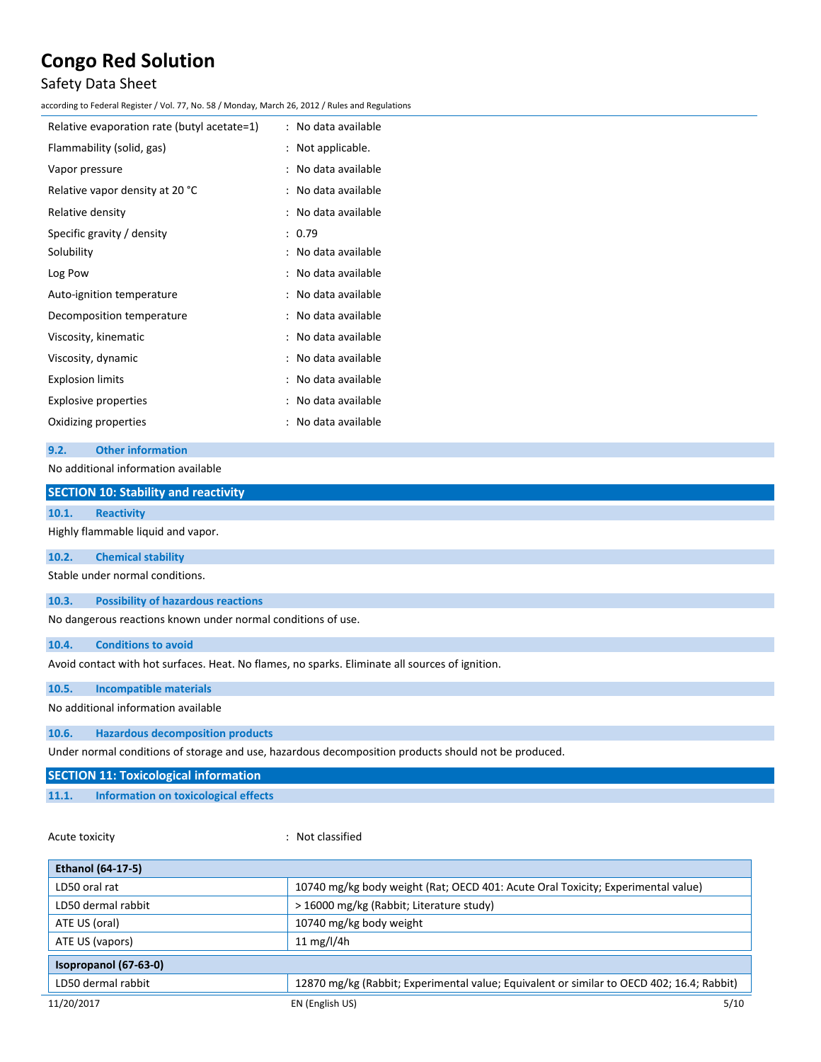| | |
|---|---|
| Relative evaporation rate (butyl acetate=1) | : No data available |
| Flammability (solid, gas) | : Not applicable. |
| Vapor pressure | : No data available |
| Relative vapor density at 20 °C | : No data available |
| Relative density | : No data available |
| Specific gravity / density | : 0.79 |
| Solubility | : No data available |
| Log Pow | : No data available |
| Auto-ignition temperature | : No data available |
| Decomposition temperature | : No data available |
| Viscosity, kinematic | : No data available |
| Viscosity, dynamic | : No data available |
| Explosion limits | : No data available |
| Explosive properties | : No data available |
| Oxidizing properties | : No data available |

### 9.2. Other information

No additional information available

## SECTION 10: Stability and reactivity

### 10.1. Reactivity

Highly flammable liquid and vapor.

### 10.2. Chemical stability

Stable under normal conditions.

### 10.3. Possibility of hazardous reactions

No dangerous reactions known under normal conditions of use.

### 10.4. Conditions to avoid

Avoid contact with hot surfaces. Heat. No flames, no sparks. Eliminate all sources of ignition.

### 10.5. Incompatible materials

No additional information available

### 10.6. Hazardous decomposition products

Under normal conditions of storage and use, hazardous decomposition products should not be produced.

## SECTION 11: Toxicological information

### 11.1. Information on toxicological effects

Acute toxicity : Not classified

| Ethanol (64-17-5) | |
|---|---|
| LD50 oral rat | 10740 mg/kg body weight (Rat; OECD 401: Acute Oral Toxicity; Experimental value) |
| LD50 dermal rabbit | > 16000 mg/kg (Rabbit; Literature study) |
| ATE US (oral) | 10740 mg/kg body weight |
| ATE US (vapors) | 11 mg/l/4h |

| Isopropanol (67-63-0) | |
|---|---|
| LD50 dermal rabbit | 12870 mg/kg (Rabbit; Experimental value; Equivalent or similar to OECD 402; 16.4; Rabbit) |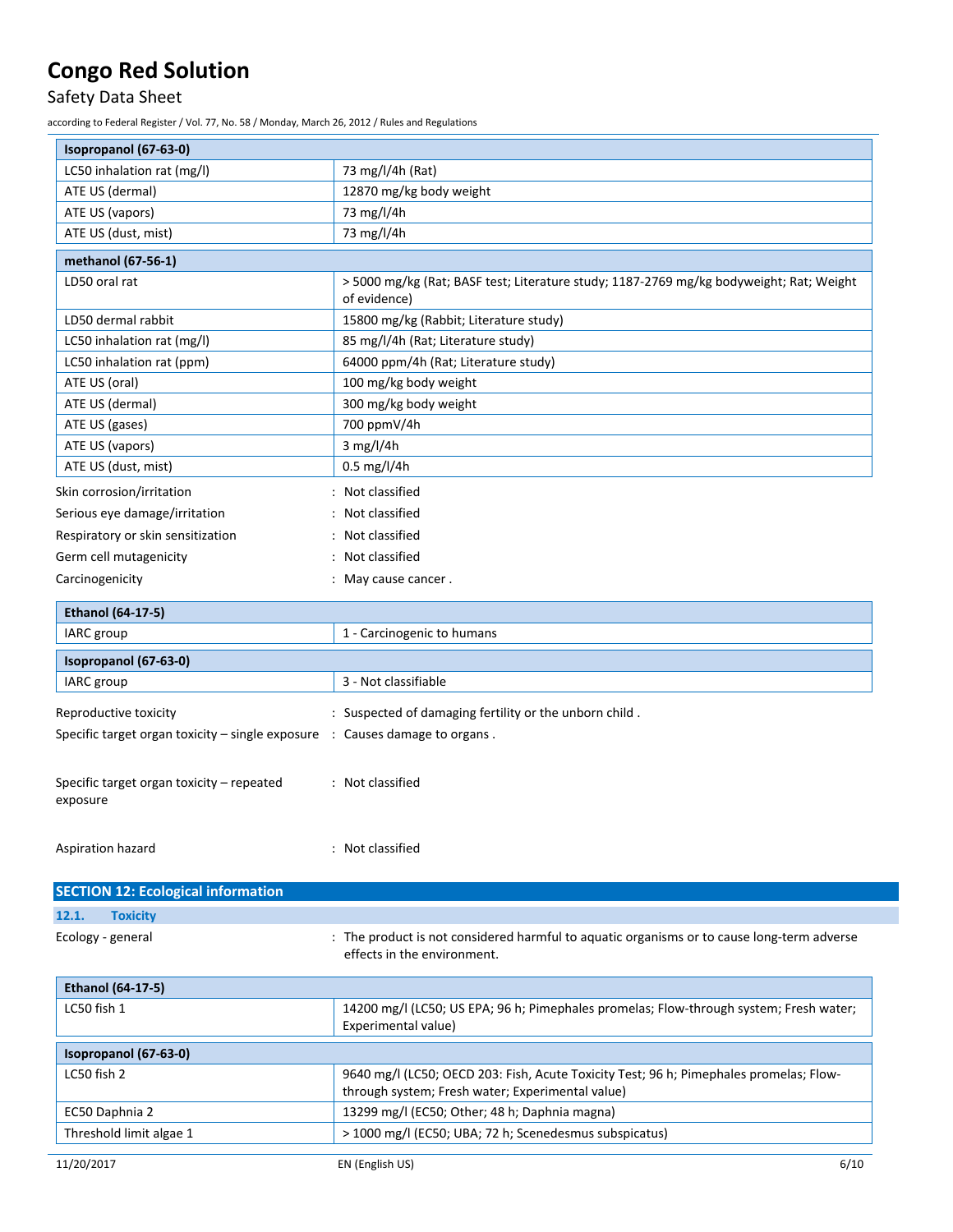| Isopropanol (67-63-0) | |
|---|---|
| LC50 inhalation rat (mg/l) | 73 mg/l/4h (Rat) |
| ATE US (dermal) | 12870 mg/kg body weight |
| ATE US (vapors) | 73 mg/l/4h |
| ATE US (dust, mist) | 73 mg/l/4h |

| methanol (67-56-1) | |
|---|---|
| LD50 oral rat | > 5000 mg/kg (Rat; BASF test; Literature study; 1187-2769 mg/kg bodyweight; Rat; Weight of evidence) |
| LD50 dermal rabbit | 15800 mg/kg (Rabbit; Literature study) |
| LC50 inhalation rat (mg/l) | 85 mg/l/4h (Rat; Literature study) |
| LC50 inhalation rat (ppm) | 64000 ppm/4h (Rat; Literature study) |
| ATE US (oral) | 100 mg/kg body weight |
| ATE US (dermal) | 300 mg/kg body weight |
| ATE US (gases) | 700 ppmV/4h |
| ATE US (vapors) | 3 mg/l/4h |
| ATE US (dust, mist) | 0.5 mg/l/4h |

Skin corrosion/irritation : Not classified

Serious eye damage/irritation : Not classified

Respiratory or skin sensitization : Not classified

Germ cell mutagenicity : Not classified

Carcinogenicity : May cause cancer .

| Ethanol (64-17-5) | |
|---|---|
| IARC group | 1 - Carcinogenic to humans |

| Isopropanol (67-63-0) | |
|---|---|
| IARC group | 3 - Not classifiable |

Reproductive toxicity : Suspected of damaging fertility or the unborn child .

Specific target organ toxicity – single exposure : Causes damage to organs .

Specific target organ toxicity – repeated exposure : Not classified

Aspiration hazard : Not classified

## SECTION 12: Ecological information

### 12.1. Toxicity

Ecology - general : The product is not considered harmful to aquatic organisms or to cause long-term adverse effects in the environment.

| Ethanol (64-17-5) | |
|---|---|
| LC50 fish 1 | 14200 mg/l (LC50; US EPA; 96 h; Pimephales promelas; Flow-through system; Fresh water; Experimental value) |

| Isopropanol (67-63-0) | |
|---|---|
| LC50 fish 2 | 9640 mg/l (LC50; OECD 203: Fish, Acute Toxicity Test; 96 h; Pimephales promelas; Flow-through system; Fresh water; Experimental value) |
| EC50 Daphnia 2 | 13299 mg/l (EC50; Other; 48 h; Daphnia magna) |
| Threshold limit algae 1 | > 1000 mg/l (EC50; UBA; 72 h; Scenedesmus subspicatus) |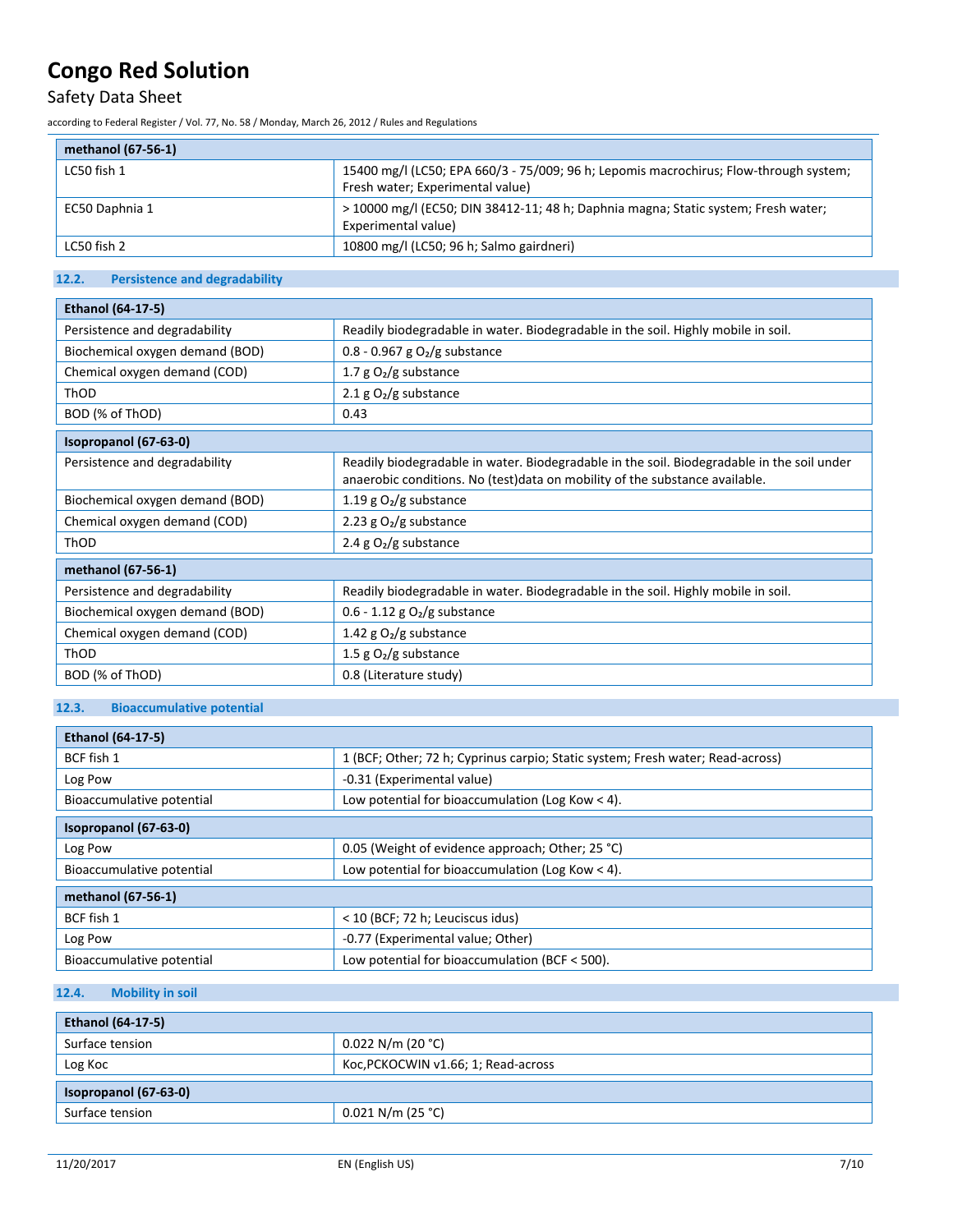| methanol (67-56-1) | |
|---|---|
| LC50 fish 1 | 15400 mg/l (LC50; EPA 660/3 - 75/009; 96 h; Lepomis macrochirus; Flow-through system; Fresh water; Experimental value) |
| EC50 Daphnia 1 | > 10000 mg/l (EC50; DIN 38412-11; 48 h; Daphnia magna; Static system; Fresh water; Experimental value) |
| LC50 fish 2 | 10800 mg/l (LC50; 96 h; Salmo gairdneri) |

### 12.2. Persistence and degradability

| Ethanol (64-17-5) | |
|---|---|
| Persistence and degradability | Readily biodegradable in water. Biodegradable in the soil. Highly mobile in soil. |
| Biochemical oxygen demand (BOD) | 0.8 - 0.967 g $O_2$/g substance |
| Chemical oxygen demand (COD) | 1.7 g $O_2$/g substance |
| ThOD | 2.1 g $O_2$/g substance |
| BOD (% of ThOD) | 0.43 |

| Isopropanol (67-63-0) | |
|---|---|
| Persistence and degradability | Readily biodegradable in water. Biodegradable in the soil. Biodegradable in the soil under anaerobic conditions. No (test)data on mobility of the substance available. |
| Biochemical oxygen demand (BOD) | 1.19 g $O_2$/g substance |
| Chemical oxygen demand (COD) | 2.23 g $O_2$/g substance |
| ThOD | 2.4 g $O_2$/g substance |

| methanol (67-56-1) | |
|---|---|
| Persistence and degradability | Readily biodegradable in water. Biodegradable in the soil. Highly mobile in soil. |
| Biochemical oxygen demand (BOD) | 0.6 - 1.12 g $O_2$/g substance |
| Chemical oxygen demand (COD) | 1.42 g $O_2$/g substance |
| ThOD | 1.5 g $O_2$/g substance |
| BOD (% of ThOD) | 0.8 (Literature study) |

### 12.3. Bioaccumulative potential

| Ethanol (64-17-5) | |
|---|---|
| BCF fish 1 | 1 (BCF; Other; 72 h; Cyprinus carpio; Static system; Fresh water; Read-across) |
| Log Pow | -0.31 (Experimental value) |
| Bioaccumulative potential | Low potential for bioaccumulation (Log Kow < 4). |

| Isopropanol (67-63-0) | |
|---|---|
| Log Pow | 0.05 (Weight of evidence approach; Other; 25 °C) |
| Bioaccumulative potential | Low potential for bioaccumulation (Log Kow < 4). |

| methanol (67-56-1) | |
|---|---|
| BCF fish 1 | < 10 (BCF; 72 h; Leuciscus idus) |
| Log Pow | -0.77 (Experimental value; Other) |
| Bioaccumulative potential | Low potential for bioaccumulation (BCF < 500). |

### 12.4. Mobility in soil

| Ethanol (64-17-5) | |
|---|---|
| Surface tension | 0.022 N/m (20 °C) |
| Log Koc | Koc,PCKOCWIN v1.66; 1; Read-across |

| Isopropanol (67-63-0) | |
|---|---|
| Surface tension | 0.021 N/m (25 °C) |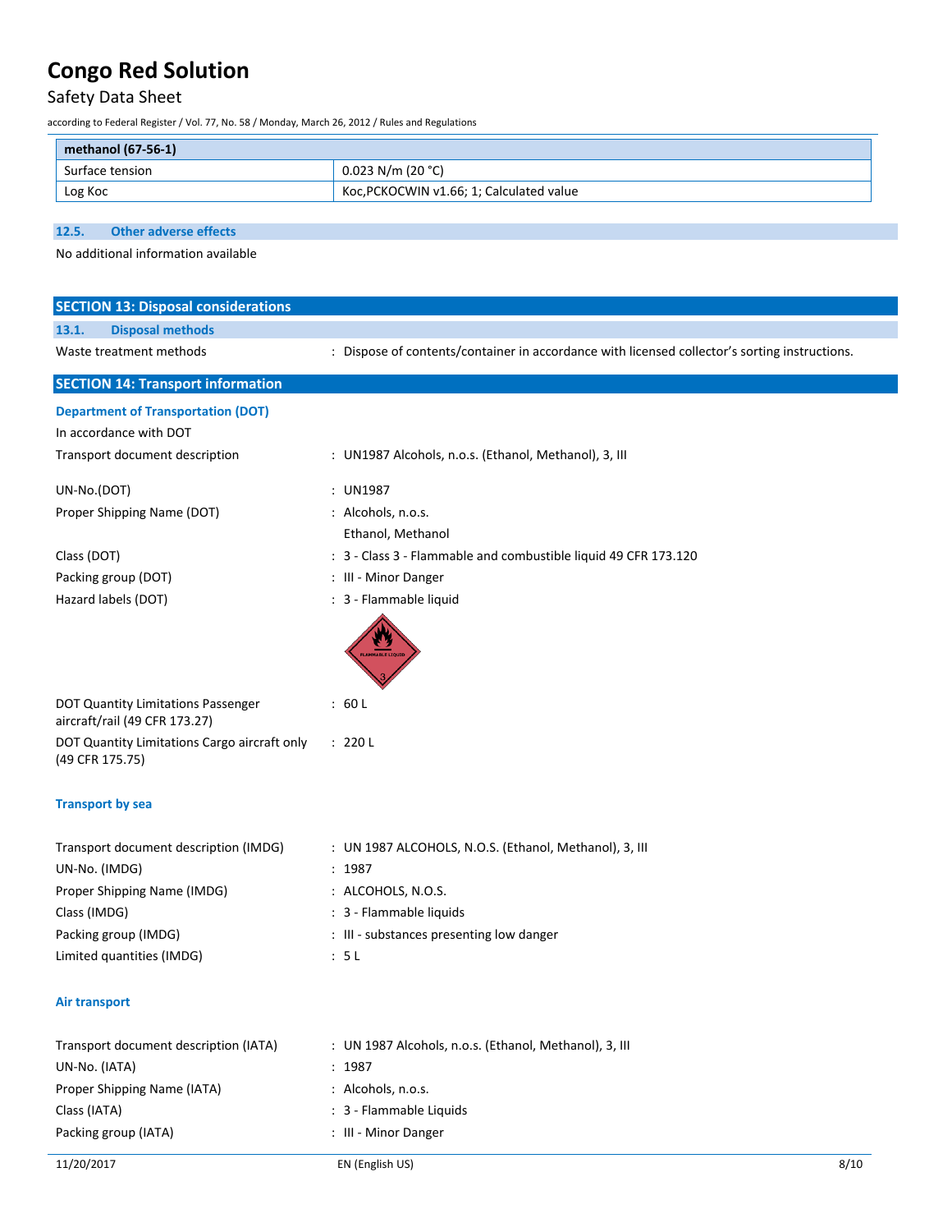| methanol (67-56-1) | |
|---|---|
| Surface tension | 0.023 N/m (20 °C) |
| Log Koc | Koc,PCKOCWIN v1.66; 1; Calculated value |

### 12.5. Other adverse effects

No additional information available

## SECTION 13: Disposal considerations

### 13.1. Disposal methods

Waste treatment methods : Dispose of contents/container in accordance with licensed collector's sorting instructions.

## SECTION 14: Transport information

### Department of Transportation (DOT)

In accordance with DOT

Transport document description : UN1987 Alcohols, n.o.s. (Ethanol, Methanol), 3, III

UN-No.(DOT) : UN1987

Proper Shipping Name (DOT) : Alcohols, n.o.s.
Ethanol, Methanol

Class (DOT) : 3 - Class 3 - Flammable and combustible liquid 49 CFR 173.120

Packing group (DOT) : III - Minor Danger

Hazard labels (DOT) : 3 - Flammable liquid

DOT Quantity Limitations Passenger aircraft/rail (49 CFR 173.27) : 60 L

DOT Quantity Limitations Cargo aircraft only (49 CFR 175.75) : 220 L

### Transport by sea

Transport document description (IMDG) : UN 1987 ALCOHOLS, N.O.S. (Ethanol, Methanol), 3, III

UN-No. (IMDG) : 1987

Proper Shipping Name (IMDG) : ALCOHOLS, N.O.S.

Class (IMDG) : 3 - Flammable liquids

Packing group (IMDG) : III - substances presenting low danger

Limited quantities (IMDG) : 5 L

### Air transport

Transport document description (IATA) : UN 1987 Alcohols, n.o.s. (Ethanol, Methanol), 3, III

UN-No. (IATA) : 1987

Proper Shipping Name (IATA) : Alcohols, n.o.s.

Class (IATA) : 3 - Flammable Liquids

Packing group (IATA) : III - Minor Danger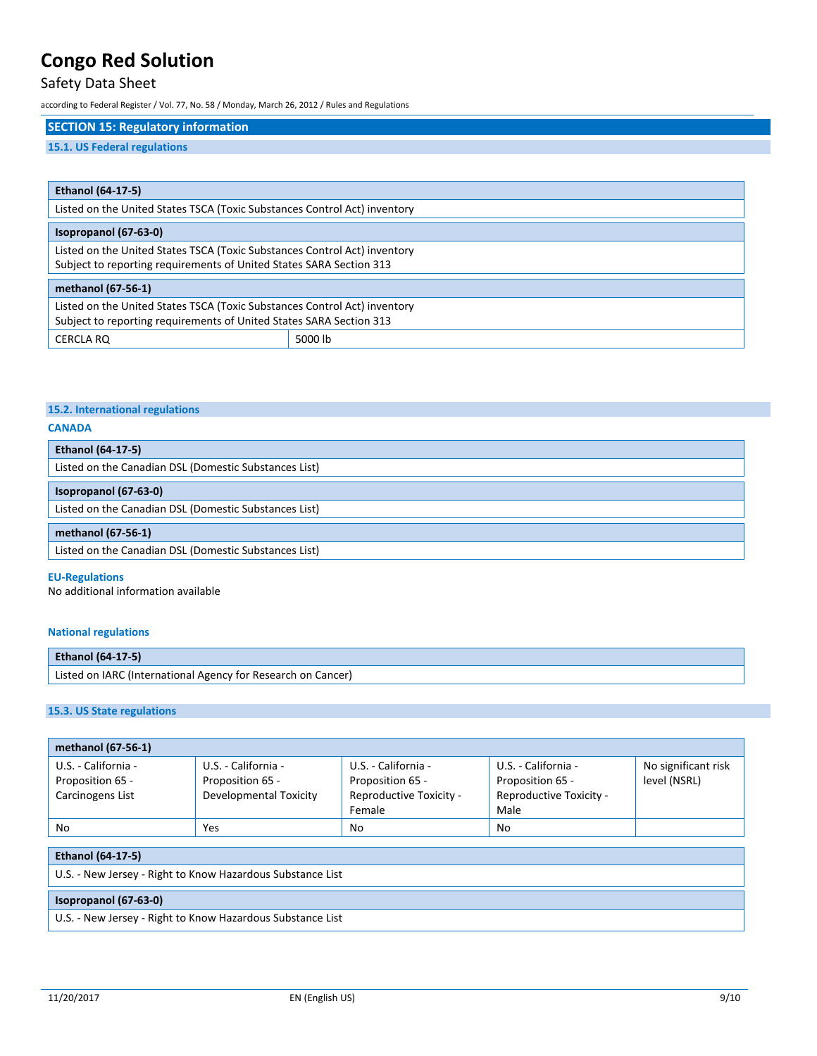## SECTION 15: Regulatory information

### 15.1. US Federal regulations

| Ethanol (64-17-5) |
|---|
| Listed on the United States TSCA (Toxic Substances Control Act) inventory |

| Isopropanol (67-63-0) |
|---|
| Listed on the United States TSCA (Toxic Substances Control Act) inventory<br>Subject to reporting requirements of United States SARA Section 313 |

| methanol (67-56-1) | |
|---|---|
| Listed on the United States TSCA (Toxic Substances Control Act) inventory<br>Subject to reporting requirements of United States SARA Section 313 | |
| CERCLA RQ | 5000 lb |

### 15.2. International regulations

**CANADA**

| Ethanol (64-17-5) |
|---|
| Listed on the Canadian DSL (Domestic Substances List) |

| Isopropanol (67-63-0) |
|---|
| Listed on the Canadian DSL (Domestic Substances List) |

| methanol (67-56-1) |
|---|
| Listed on the Canadian DSL (Domestic Substances List) |

**EU-Regulations**

No additional information available

**National regulations**

| Ethanol (64-17-5) |
|---|
| Listed on IARC (International Agency for Research on Cancer) |

### 15.3. US State regulations

| methanol (67-56-1) | | | | |
|---|---|---|---|---|
| U.S. - California - Proposition 65 - Carcinogens List | U.S. - California - Proposition 65 - Developmental Toxicity | U.S. - California - Proposition 65 - Reproductive Toxicity - Female | U.S. - California - Proposition 65 - Reproductive Toxicity - Male | No significant risk level (NSRL) |
| No | Yes | No | No | |

| Ethanol (64-17-5) |
|---|
| U.S. - New Jersey - Right to Know Hazardous Substance List |

| Isopropanol (67-63-0) |
|---|
| U.S. - New Jersey - Right to Know Hazardous Substance List |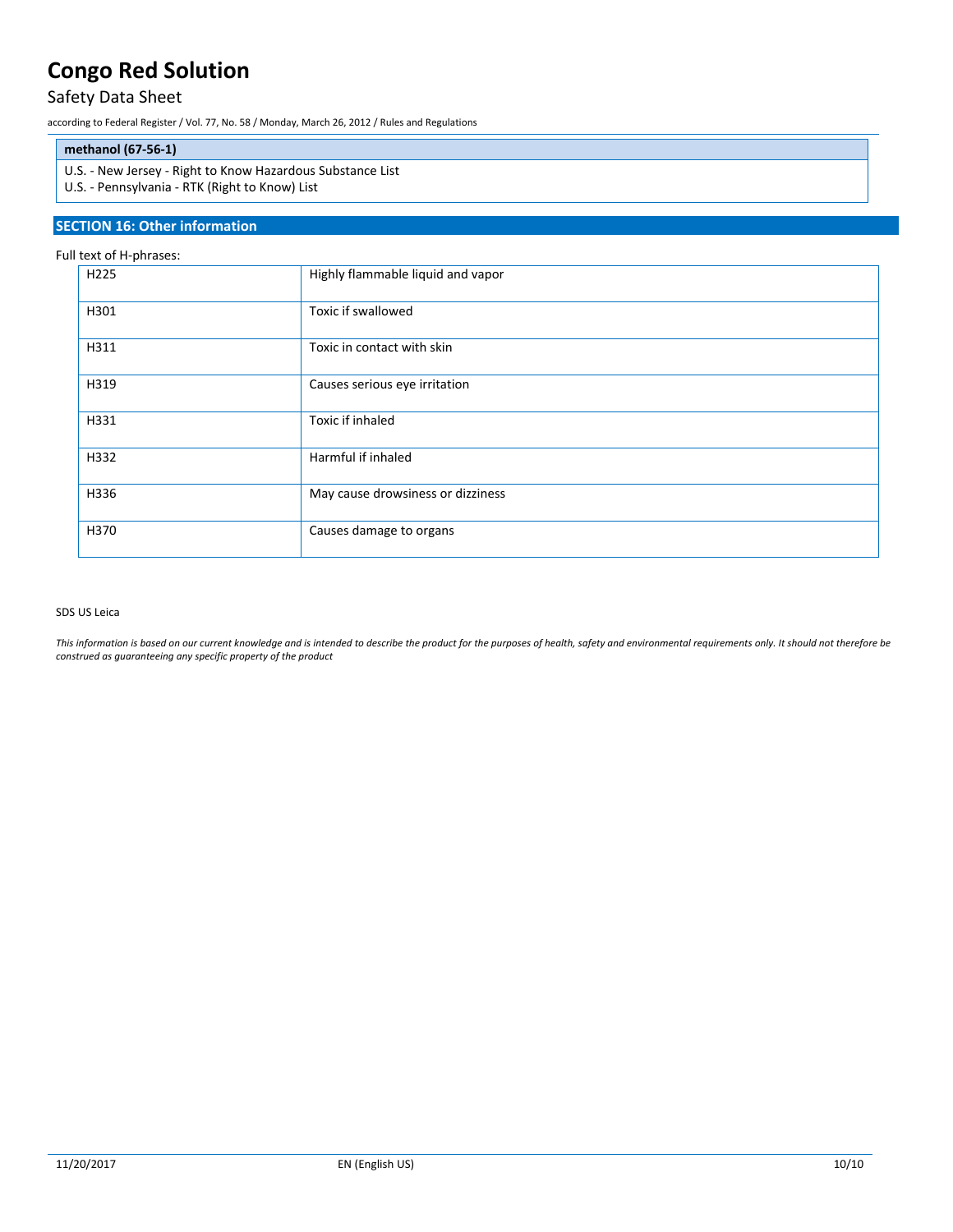| methanol (67-56-1) |
| --- |
| U.S. - New Jersey - Right to Know Hazardous Substance List<br>U.S. - Pennsylvania - RTK (Right to Know) List |

## SECTION 16: Other information

Full text of H-phrases:

| | |
| --- | --- |
| H225 | Highly flammable liquid and vapor |
| H301 | Toxic if swallowed |
| H311 | Toxic in contact with skin |
| H319 | Causes serious eye irritation |
| H331 | Toxic if inhaled |
| H332 | Harmful if inhaled |
| H336 | May cause drowsiness or dizziness |
| H370 | Causes damage to organs |

SDS US Leica

*This information is based on our current knowledge and is intended to describe the product for the purposes of health, safety and environmental requirements only. It should not therefore be construed as guaranteeing any specific property of the product*